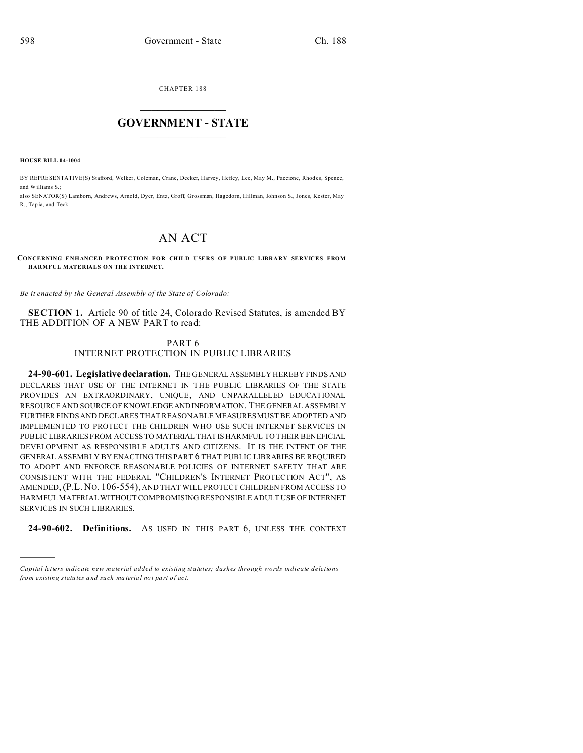CHAPTER 188

# GOVERNMENT - STATE

**HOUSE BILL 04-1004**

BY REPRESENTATIVE(S) Stafford, Welker, Coleman, Crane, Decker, Harvey, Hefley, Lee, May M., Paccione, Rhodes, Spence, and Williams S.;
also SENATOR(S) Lamborn, Andrews, Arnold, Dyer, Entz, Groff, Grossman, Hagedorn, Hillman, Johnson S., Jones, Kester, May R., Tapia, and Teck.

# AN ACT

**CONCERNING ENHANCED PROTECTION FOR CHILD USERS OF PUBLIC LIBRARY SERVICES FROM HARMFUL MATERIALS ON THE INTERNET.**

*Be it enacted by the General Assembly of the State of Colorado:*

**SECTION 1.** Article 90 of title 24, Colorado Revised Statutes, is amended BY THE ADDITION OF A NEW PART to read:

## PART 6
## INTERNET PROTECTION IN PUBLIC LIBRARIES

**24-90-601. Legislative declaration.** THE GENERAL ASSEMBLY HEREBY FINDS AND DECLARES THAT USE OF THE INTERNET IN THE PUBLIC LIBRARIES OF THE STATE PROVIDES AN EXTRAORDINARY, UNIQUE, AND UNPARALLELED EDUCATIONAL RESOURCE AND SOURCE OF KNOWLEDGE AND INFORMATION. THE GENERAL ASSEMBLY FURTHER FINDS AND DECLARES THAT REASONABLE MEASURES MUST BE ADOPTED AND IMPLEMENTED TO PROTECT THE CHILDREN WHO USE SUCH INTERNET SERVICES IN PUBLIC LIBRARIES FROM ACCESS TO MATERIAL THAT IS HARMFUL TO THEIR BENEFICIAL DEVELOPMENT AS RESPONSIBLE ADULTS AND CITIZENS. IT IS THE INTENT OF THE GENERAL ASSEMBLY BY ENACTING THIS PART 6 THAT PUBLIC LIBRARIES BE REQUIRED TO ADOPT AND ENFORCE REASONABLE POLICIES OF INTERNET SAFETY THAT ARE CONSISTENT WITH THE FEDERAL "CHILDREN'S INTERNET PROTECTION ACT", AS AMENDED, (P.L. NO. 106-554), AND THAT WILL PROTECT CHILDREN FROM ACCESS TO HARMFUL MATERIAL WITHOUT COMPROMISING RESPONSIBLE ADULT USE OF INTERNET SERVICES IN SUCH LIBRARIES.

**24-90-602. Definitions.** AS USED IN THIS PART 6, UNLESS THE CONTEXT

---

*Capital letters indicate new material added to existing statutes; dashes through words indicate deletions from existing statutes and such material not part of act.*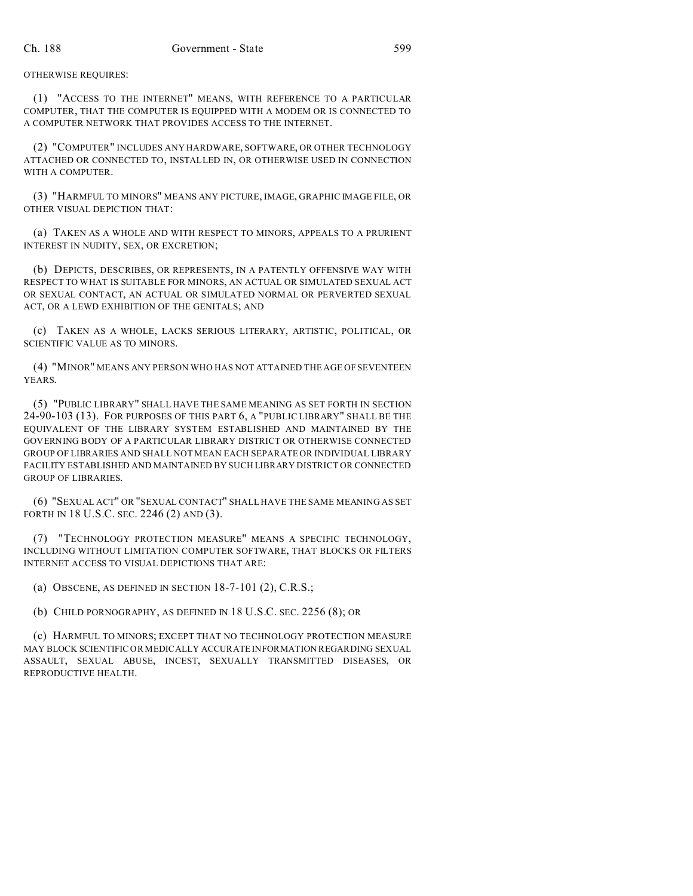OTHERWISE REQUIRES:

(1) "ACCESS TO THE INTERNET" MEANS, WITH REFERENCE TO A PARTICULAR COMPUTER, THAT THE COMPUTER IS EQUIPPED WITH A MODEM OR IS CONNECTED TO A COMPUTER NETWORK THAT PROVIDES ACCESS TO THE INTERNET.

(2) "COMPUTER" INCLUDES ANY HARDWARE, SOFTWARE, OR OTHER TECHNOLOGY ATTACHED OR CONNECTED TO, INSTALLED IN, OR OTHERWISE USED IN CONNECTION WITH A COMPUTER.

(3) "HARMFUL TO MINORS" MEANS ANY PICTURE, IMAGE, GRAPHIC IMAGE FILE, OR OTHER VISUAL DEPICTION THAT:

(a) TAKEN AS A WHOLE AND WITH RESPECT TO MINORS, APPEALS TO A PRURIENT INTEREST IN NUDITY, SEX, OR EXCRETION;

(b) DEPICTS, DESCRIBES, OR REPRESENTS, IN A PATENTLY OFFENSIVE WAY WITH RESPECT TO WHAT IS SUITABLE FOR MINORS, AN ACTUAL OR SIMULATED SEXUAL ACT OR SEXUAL CONTACT, AN ACTUAL OR SIMULATED NORMAL OR PERVERTED SEXUAL ACT, OR A LEWD EXHIBITION OF THE GENITALS; AND

(c) TAKEN AS A WHOLE, LACKS SERIOUS LITERARY, ARTISTIC, POLITICAL, OR SCIENTIFIC VALUE AS TO MINORS.

(4) "MINOR" MEANS ANY PERSON WHO HAS NOT ATTAINED THE AGE OF SEVENTEEN YEARS.

(5) "PUBLIC LIBRARY" SHALL HAVE THE SAME MEANING AS SET FORTH IN SECTION 24-90-103 (13). FOR PURPOSES OF THIS PART 6, A "PUBLIC LIBRARY" SHALL BE THE EQUIVALENT OF THE LIBRARY SYSTEM ESTABLISHED AND MAINTAINED BY THE GOVERNING BODY OF A PARTICULAR LIBRARY DISTRICT OR OTHERWISE CONNECTED GROUP OF LIBRARIES AND SHALL NOT MEAN EACH SEPARATE OR INDIVIDUAL LIBRARY FACILITY ESTABLISHED AND MAINTAINED BY SUCH LIBRARY DISTRICT OR CONNECTED GROUP OF LIBRARIES.

(6) "SEXUAL ACT" OR "SEXUAL CONTACT" SHALL HAVE THE SAME MEANING AS SET FORTH IN 18 U.S.C. SEC. 2246 (2) AND (3).

(7) "TECHNOLOGY PROTECTION MEASURE" MEANS A SPECIFIC TECHNOLOGY, INCLUDING WITHOUT LIMITATION COMPUTER SOFTWARE, THAT BLOCKS OR FILTERS INTERNET ACCESS TO VISUAL DEPICTIONS THAT ARE:

(a) OBSCENE, AS DEFINED IN SECTION 18-7-101 (2), C.R.S.;

(b) CHILD PORNOGRAPHY, AS DEFINED IN 18 U.S.C. SEC. 2256 (8); OR

(c) HARMFUL TO MINORS; EXCEPT THAT NO TECHNOLOGY PROTECTION MEASURE MAY BLOCK SCIENTIFIC OR MEDICALLY ACCURATE INFORMATION REGARDING SEXUAL ASSAULT, SEXUAL ABUSE, INCEST, SEXUALLY TRANSMITTED DISEASES, OR REPRODUCTIVE HEALTH.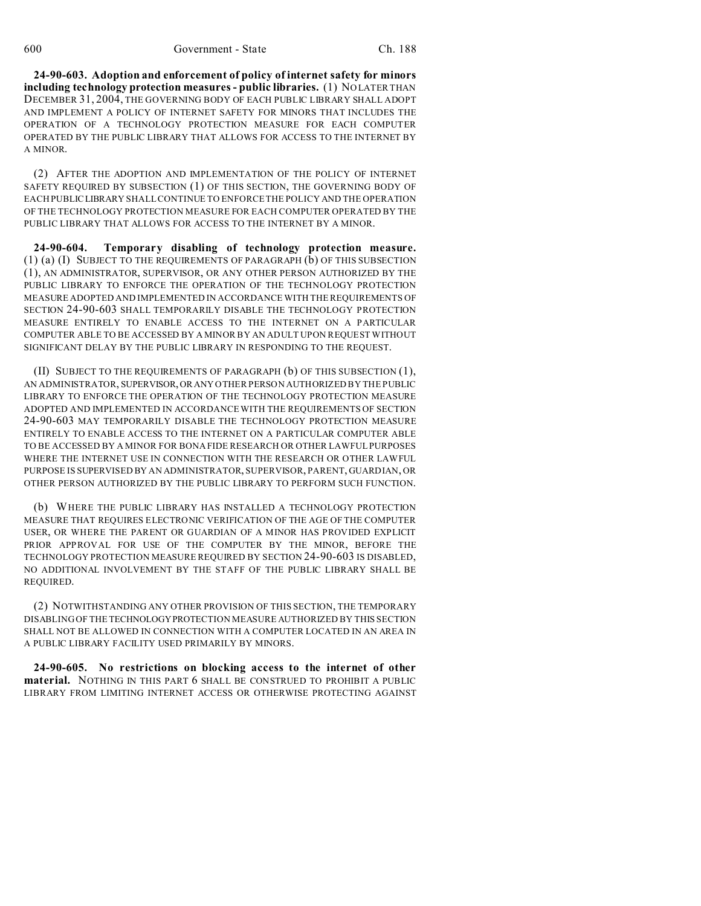**24-90-603. Adoption and enforcement of policy of internet safety for minors including technology protection measures - public libraries.** (1) NO LATER THAN DECEMBER 31, 2004, THE GOVERNING BODY OF EACH PUBLIC LIBRARY SHALL ADOPT AND IMPLEMENT A POLICY OF INTERNET SAFETY FOR MINORS THAT INCLUDES THE OPERATION OF A TECHNOLOGY PROTECTION MEASURE FOR EACH COMPUTER OPERATED BY THE PUBLIC LIBRARY THAT ALLOWS FOR ACCESS TO THE INTERNET BY A MINOR.

(2) AFTER THE ADOPTION AND IMPLEMENTATION OF THE POLICY OF INTERNET SAFETY REQUIRED BY SUBSECTION (1) OF THIS SECTION, THE GOVERNING BODY OF EACH PUBLIC LIBRARY SHALL CONTINUE TO ENFORCE THE POLICY AND THE OPERATION OF THE TECHNOLOGY PROTECTION MEASURE FOR EACH COMPUTER OPERATED BY THE PUBLIC LIBRARY THAT ALLOWS FOR ACCESS TO THE INTERNET BY A MINOR.

**24-90-604. Temporary disabling of technology protection measure.** (1) (a) (I) SUBJECT TO THE REQUIREMENTS OF PARAGRAPH (b) OF THIS SUBSECTION (1), AN ADMINISTRATOR, SUPERVISOR, OR ANY OTHER PERSON AUTHORIZED BY THE PUBLIC LIBRARY TO ENFORCE THE OPERATION OF THE TECHNOLOGY PROTECTION MEASURE ADOPTED AND IMPLEMENTED IN ACCORDANCE WITH THE REQUIREMENTS OF SECTION 24-90-603 SHALL TEMPORARILY DISABLE THE TECHNOLOGY PROTECTION MEASURE ENTIRELY TO ENABLE ACCESS TO THE INTERNET ON A PARTICULAR COMPUTER ABLE TO BE ACCESSED BY A MINOR BY AN ADULT UPON REQUEST WITHOUT SIGNIFICANT DELAY BY THE PUBLIC LIBRARY IN RESPONDING TO THE REQUEST.

(II) SUBJECT TO THE REQUIREMENTS OF PARAGRAPH (b) OF THIS SUBSECTION (1), AN ADMINISTRATOR, SUPERVISOR, OR ANY OTHER PERSON AUTHORIZED BY THE PUBLIC LIBRARY TO ENFORCE THE OPERATION OF THE TECHNOLOGY PROTECTION MEASURE ADOPTED AND IMPLEMENTED IN ACCORDANCE WITH THE REQUIREMENTS OF SECTION 24-90-603 MAY TEMPORARILY DISABLE THE TECHNOLOGY PROTECTION MEASURE ENTIRELY TO ENABLE ACCESS TO THE INTERNET ON A PARTICULAR COMPUTER ABLE TO BE ACCESSED BY A MINOR FOR BONA FIDE RESEARCH OR OTHER LAWFUL PURPOSES WHERE THE INTERNET USE IN CONNECTION WITH THE RESEARCH OR OTHER LAWFUL PURPOSE IS SUPERVISED BY AN ADMINISTRATOR, SUPERVISOR, PARENT, GUARDIAN, OR OTHER PERSON AUTHORIZED BY THE PUBLIC LIBRARY TO PERFORM SUCH FUNCTION.

(b) WHERE THE PUBLIC LIBRARY HAS INSTALLED A TECHNOLOGY PROTECTION MEASURE THAT REQUIRES ELECTRONIC VERIFICATION OF THE AGE OF THE COMPUTER USER, OR WHERE THE PARENT OR GUARDIAN OF A MINOR HAS PROVIDED EXPLICIT PRIOR APPROVAL FOR USE OF THE COMPUTER BY THE MINOR, BEFORE THE TECHNOLOGY PROTECTION MEASURE REQUIRED BY SECTION 24-90-603 IS DISABLED, NO ADDITIONAL INVOLVEMENT BY THE STAFF OF THE PUBLIC LIBRARY SHALL BE REQUIRED.

(2) NOTWITHSTANDING ANY OTHER PROVISION OF THIS SECTION, THE TEMPORARY DISABLING OF THE TECHNOLOGY PROTECTION MEASURE AUTHORIZED BY THIS SECTION SHALL NOT BE ALLOWED IN CONNECTION WITH A COMPUTER LOCATED IN AN AREA IN A PUBLIC LIBRARY FACILITY USED PRIMARILY BY MINORS.

**24-90-605. No restrictions on blocking access to the internet of other material.** NOTHING IN THIS PART 6 SHALL BE CONSTRUED TO PROHIBIT A PUBLIC LIBRARY FROM LIMITING INTERNET ACCESS OR OTHERWISE PROTECTING AGAINST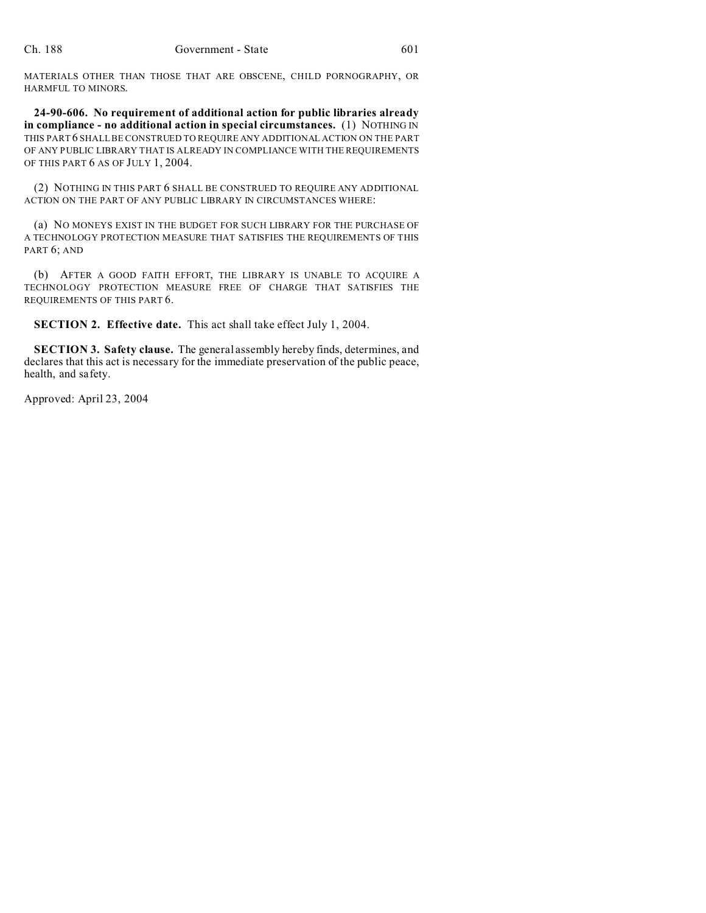MATERIALS OTHER THAN THOSE THAT ARE OBSCENE, CHILD PORNOGRAPHY, OR HARMFUL TO MINORS.

**24-90-606. No requirement of additional action for public libraries already in compliance - no additional action in special circumstances.** (1) NOTHING IN THIS PART 6 SHALL BE CONSTRUED TO REQUIRE ANY ADDITIONAL ACTION ON THE PART OF ANY PUBLIC LIBRARY THAT IS ALREADY IN COMPLIANCE WITH THE REQUIREMENTS OF THIS PART 6 AS OF JULY 1, 2004.

(2) NOTHING IN THIS PART 6 SHALL BE CONSTRUED TO REQUIRE ANY ADDITIONAL ACTION ON THE PART OF ANY PUBLIC LIBRARY IN CIRCUMSTANCES WHERE:

(a) NO MONEYS EXIST IN THE BUDGET FOR SUCH LIBRARY FOR THE PURCHASE OF A TECHNOLOGY PROTECTION MEASURE THAT SATISFIES THE REQUIREMENTS OF THIS PART 6; AND

(b) AFTER A GOOD FAITH EFFORT, THE LIBRARY IS UNABLE TO ACQUIRE A TECHNOLOGY PROTECTION MEASURE FREE OF CHARGE THAT SATISFIES THE REQUIREMENTS OF THIS PART 6.

**SECTION 2. Effective date.** This act shall take effect July 1, 2004.

**SECTION 3. Safety clause.** The general assembly hereby finds, determines, and declares that this act is necessary for the immediate preservation of the public peace, health, and safety.

Approved: April 23, 2004